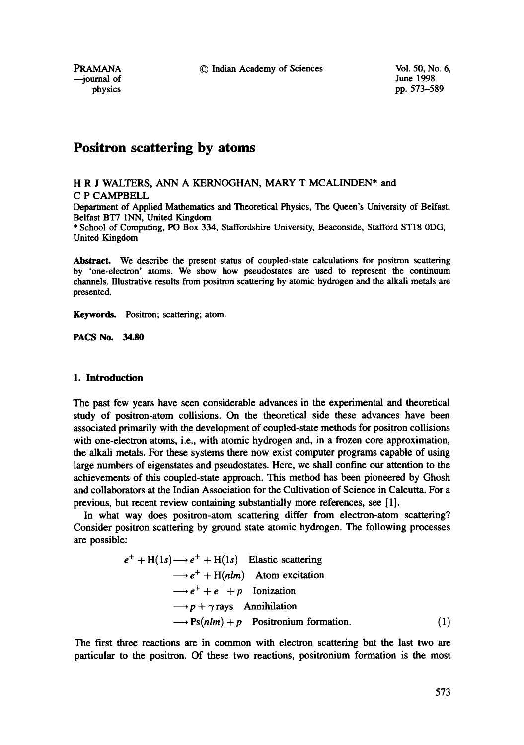# Positron scattering by atoms

H R J WALTERS, ANN A KERNOGHAN, MARY T MCALINDEN* and C P CAMPBELL

Department of Applied Mathematics and Theoretical Physics, The Queen's University of Belfast, Belfast BT7 1NN, United Kingdom

* School of Computing, PO Box 334, Staffordshire University, Beaconside, Stafford ST18 0DG, United Kingdom

**Abstract.** We describe the present status of coupled-state calculations for positron scattering by 'one-electron' atoms. We show how pseudostates are used to represent the continuum channels. Illustrative results from positron scattering by atomic hydrogen and the alkali metals are presented.

**Keywords.** Positron; scattering; atom.

**PACS No. 34.80**

## 1. Introduction

The past few years have seen considerable advances in the experimental and theoretical study of positron-atom collisions. On the theoretical side these advances have been associated primarily with the development of coupled-state methods for positron collisions with one-electron atoms, i.e., with atomic hydrogen and, in a frozen core approximation, the alkali metals. For these systems there now exist computer programs capable of using large numbers of eigenstates and pseudostates. Here, we shall confine our attention to the achievements of this coupled-state approach. This method has been pioneered by Ghosh and collaborators at the Indian Association for the Cultivation of Science in Calcutta. For a previous, but recent review containing substantially more references, see [1].

In what way does positron-atom scattering differ from electron-atom scattering? Consider positron scattering by ground state atomic hydrogen. The following processes are possible:

$$
\begin{aligned}
e^+ + \mathrm{H}(1s) &\longrightarrow e^+ + \mathrm{H}(1s) \quad \text{Elastic scattering} \\
&\longrightarrow e^+ + \mathrm{H}(nlm) \quad \text{Atom excitation} \\
&\longrightarrow e^+ + e^- + p \quad \text{Ionization} \\
&\longrightarrow p + \gamma\,\text{rays} \quad \text{Annihilation} \\
&\longrightarrow \mathrm{Ps}(nlm) + p \quad \text{Positronium formation.}
\end{aligned}
\tag{1}
$$

The first three reactions are in common with electron scattering but the last two are particular to the positron. Of these two reactions, positronium formation is the most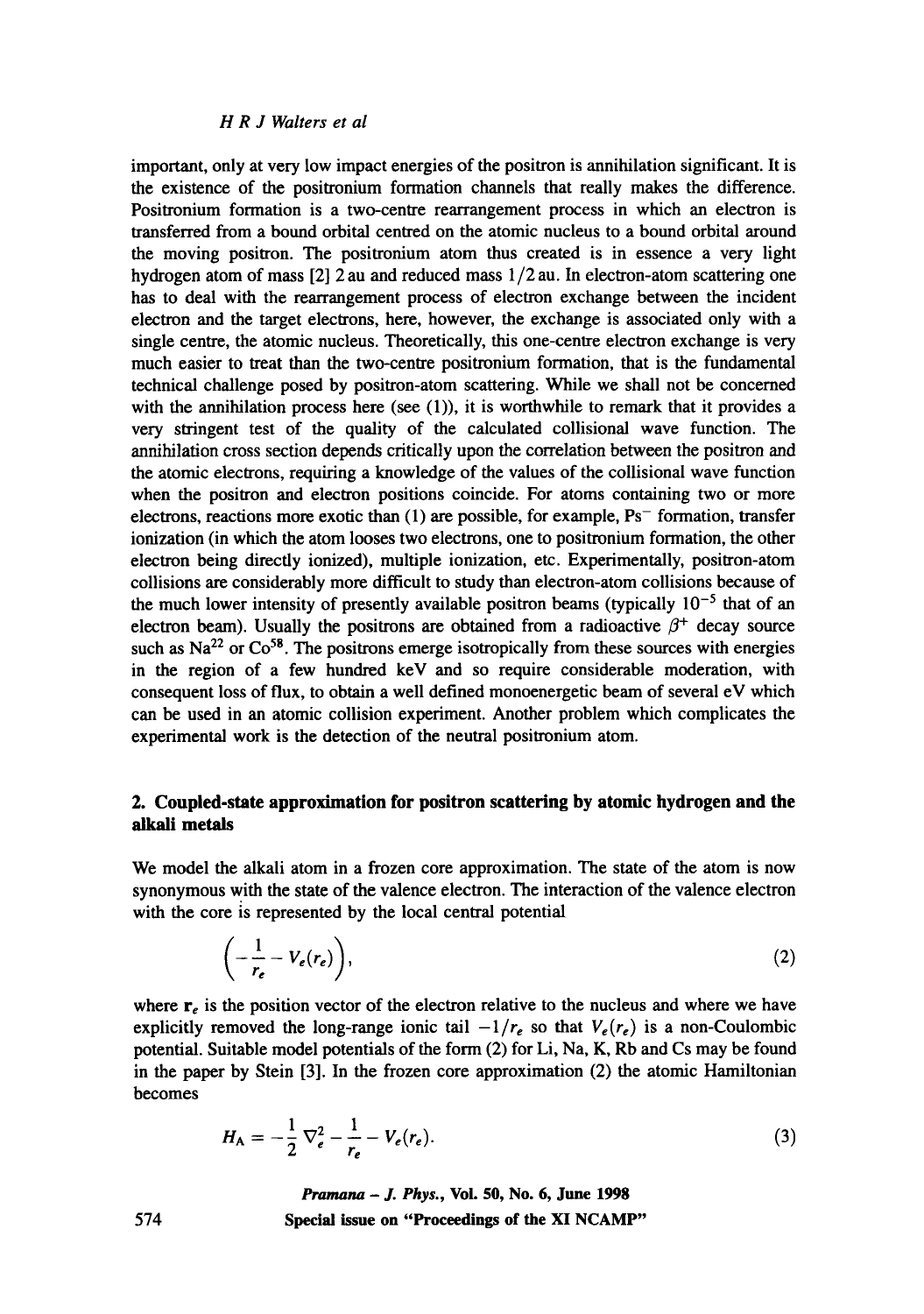important, only at very low impact energies of the positron is annihilation significant. It is the existence of the positronium formation channels that really makes the difference. Positronium formation is a two-centre rearrangement process in which an electron is transferred from a bound orbital centred on the atomic nucleus to a bound orbital around the moving positron. The positronium atom thus created is in essence a very light hydrogen atom of mass [2] 2 au and reduced mass 1/2 au. In electron-atom scattering one has to deal with the rearrangement process of electron exchange between the incident electron and the target electrons, here, however, the exchange is associated only with a single centre, the atomic nucleus. Theoretically, this one-centre electron exchange is very much easier to treat than the two-centre positronium formation, that is the fundamental technical challenge posed by positron-atom scattering. While we shall not be concerned with the annihilation process here (see (1)), it is worthwhile to remark that it provides a very stringent test of the quality of the calculated collisional wave function. The annihilation cross section depends critically upon the correlation between the positron and the atomic electrons, requiring a knowledge of the values of the collisional wave function when the positron and electron positions coincide. For atoms containing two or more electrons, reactions more exotic than (1) are possible, for example, $Ps^-$ formation, transfer ionization (in which the atom looses two electrons, one to positronium formation, the other electron being directly ionized), multiple ionization, etc. Experimentally, positron-atom collisions are considerably more difficult to study than electron-atom collisions because of the much lower intensity of presently available positron beams (typically $10^{-5}$ that of an electron beam). Usually the positrons are obtained from a radioactive $\beta^+$ decay source such as $Na^{22}$ or $Co^{58}$. The positrons emerge isotropically from these sources with energies in the region of a few hundred keV and so require considerable moderation, with consequent loss of flux, to obtain a well defined monoenergetic beam of several eV which can be used in an atomic collision experiment. Another problem which complicates the experimental work is the detection of the neutral positronium atom.

## 2. Coupled-state approximation for positron scattering by atomic hydrogen and the alkali metals

We model the alkali atom in a frozen core approximation. The state of the atom is now synonymous with the state of the valence electron. The interaction of the valence electron with the core is represented by the local central potential

$$\left(-\frac{1}{r_e} - V_e(r_e)\right), \tag{2}$$

where $\mathbf{r}_e$ is the position vector of the electron relative to the nucleus and where we have explicitly removed the long-range ionic tail $-1/r_e$ so that $V_e(r_e)$ is a non-Coulombic potential. Suitable model potentials of the form (2) for Li, Na, K, Rb and Cs may be found in the paper by Stein [3]. In the frozen core approximation (2) the atomic Hamiltonian becomes

$$H_A = -\frac{1}{2}\nabla_e^2 - \frac{1}{r_e} - V_e(r_e). \tag{3}$$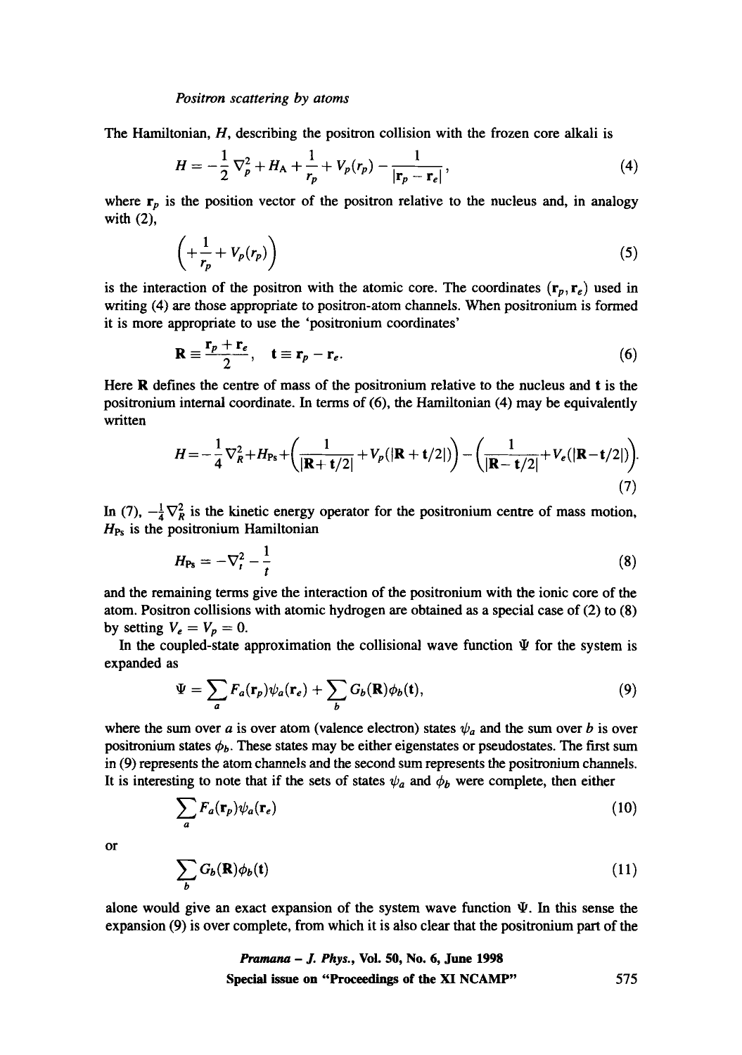The Hamiltonian, $H$, describing the positron collision with the frozen core alkali is

$$H = -\frac{1}{2}\nabla_p^2 + H_A + \frac{1}{r_p} + V_p(r_p) - \frac{1}{|\mathbf{r}_p - \mathbf{r}_e|}, \tag{4}$$

where $\mathbf{r}_p$ is the position vector of the positron relative to the nucleus and, in analogy with (2),

$$\left(+\frac{1}{r_p} + V_p(r_p)\right) \tag{5}$$

is the interaction of the positron with the atomic core. The coordinates $(\mathbf{r}_p, \mathbf{r}_e)$ used in writing (4) are those appropriate to positron-atom channels. When positronium is formed it is more appropriate to use the 'positronium coordinates'

$$\mathbf{R} \equiv \frac{\mathbf{r}_p + \mathbf{r}_e}{2}, \quad \mathbf{t} \equiv \mathbf{r}_p - \mathbf{r}_e. \tag{6}$$

Here $\mathbf{R}$ defines the centre of mass of the positronium relative to the nucleus and $\mathbf{t}$ is the positronium internal coordinate. In terms of (6), the Hamiltonian (4) may be equivalently written

$$H = -\frac{1}{4}\nabla_R^2 + H_{\text{Ps}} + \left(\frac{1}{|\mathbf{R}+\mathbf{t}/2|} + V_p(|\mathbf{R}+\mathbf{t}/2|)\right) - \left(\frac{1}{|\mathbf{R}-\mathbf{t}/2|} + V_e(|\mathbf{R}-\mathbf{t}/2|)\right). \tag{7}$$

In (7), $-\frac{1}{4}\nabla_R^2$ is the kinetic energy operator for the positronium centre of mass motion, $H_{\text{Ps}}$ is the positronium Hamiltonian

$$H_{\text{Ps}} = -\nabla_t^2 - \frac{1}{t} \tag{8}$$

and the remaining terms give the interaction of the positronium with the ionic core of the atom. Positron collisions with atomic hydrogen are obtained as a special case of (2) to (8) by setting $V_e = V_p = 0$.

In the coupled-state approximation the collisional wave function $\Psi$ for the system is expanded as

$$\Psi = \sum_a F_a(\mathbf{r}_p)\psi_a(\mathbf{r}_e) + \sum_b G_b(\mathbf{R})\phi_b(\mathbf{t}), \tag{9}$$

where the sum over $a$ is over atom (valence electron) states $\psi_a$ and the sum over $b$ is over positronium states $\phi_b$. These states may be either eigenstates or pseudostates. The first sum in (9) represents the atom channels and the second sum represents the positronium channels. It is interesting to note that if the sets of states $\psi_a$ and $\phi_b$ were complete, then either

$$\sum_a F_a(\mathbf{r}_p)\psi_a(\mathbf{r}_e) \tag{10}$$

or

$$\sum_b G_b(\mathbf{R})\phi_b(\mathbf{t}) \tag{11}$$

alone would give an exact expansion of the system wave function $\Psi$. In this sense the expansion (9) is over complete, from which it is also clear that the positronium part of the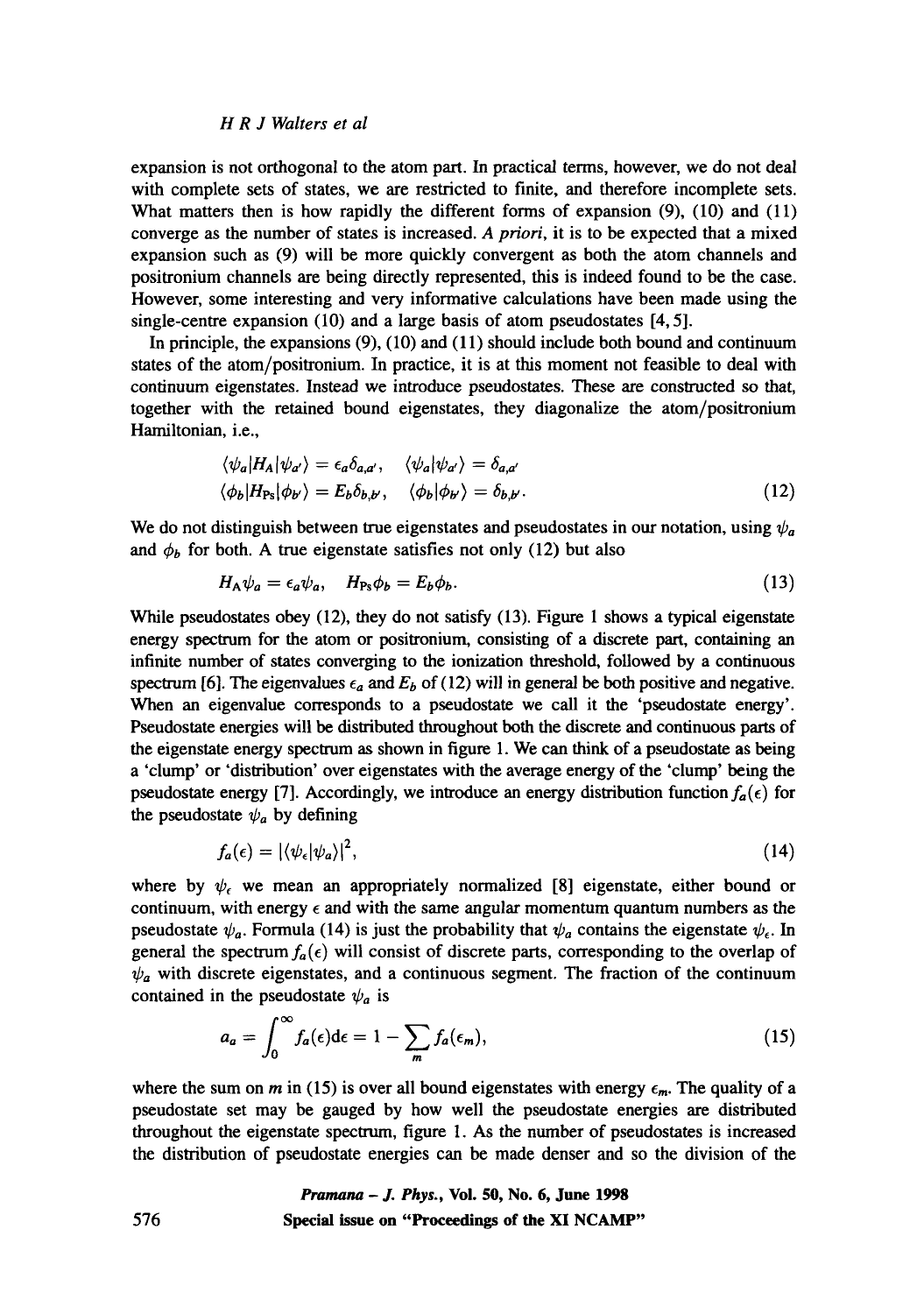expansion is not orthogonal to the atom part. In practical terms, however, we do not deal with complete sets of states, we are restricted to finite, and therefore incomplete sets. What matters then is how rapidly the different forms of expansion (9), (10) and (11) converge as the number of states is increased. *A priori*, it is to be expected that a mixed expansion such as (9) will be more quickly convergent as both the atom channels and positronium channels are being directly represented, this is indeed found to be the case. However, some interesting and very informative calculations have been made using the single-centre expansion (10) and a large basis of atom pseudostates [4, 5].

In principle, the expansions (9), (10) and (11) should include both bound and continuum states of the atom/positronium. In practice, it is at this moment not feasible to deal with continuum eigenstates. Instead we introduce pseudostates. These are constructed so that, together with the retained bound eigenstates, they diagonalize the atom/positronium Hamiltonian, i.e.,

$$\langle\psi_a|H_A|\psi_{a'}\rangle = \epsilon_a\delta_{a,a'}, \quad \langle\psi_a|\psi_{a'}\rangle = \delta_{a,a'}$$
$$\langle\phi_b|H_{\rm Ps}|\phi_{b'}\rangle = E_b\delta_{b,b'}, \quad \langle\phi_b|\phi_{b'}\rangle = \delta_{b,b'}. \tag{12}$$

We do not distinguish between true eigenstates and pseudostates in our notation, using $\psi_a$ and $\phi_b$ for both. A true eigenstate satisfies not only (12) but also

$$H_A\psi_a = \epsilon_a\psi_a, \quad H_{\rm Ps}\phi_b = E_b\phi_b. \tag{13}$$

While pseudostates obey (12), they do not satisfy (13). Figure 1 shows a typical eigenstate energy spectrum for the atom or positronium, consisting of a discrete part, containing an infinite number of states converging to the ionization threshold, followed by a continuous spectrum [6]. The eigenvalues $\epsilon_a$ and $E_b$ of (12) will in general be both positive and negative. When an eigenvalue corresponds to a pseudostate we call it the 'pseudostate energy'. Pseudostate energies will be distributed throughout both the discrete and continuous parts of the eigenstate energy spectrum as shown in figure 1. We can think of a pseudostate as being a 'clump' or 'distribution' over eigenstates with the average energy of the 'clump' being the pseudostate energy [7]. Accordingly, we introduce an energy distribution function $f_a(\epsilon)$ for the pseudostate $\psi_a$ by defining

$$f_a(\epsilon) = |\langle\psi_\epsilon|\psi_a\rangle|^2, \tag{14}$$

where by $\psi_\epsilon$ we mean an appropriately normalized [8] eigenstate, either bound or continuum, with energy $\epsilon$ and with the same angular momentum quantum numbers as the pseudostate $\psi_a$. Formula (14) is just the probability that $\psi_a$ contains the eigenstate $\psi_\epsilon$. In general the spectrum $f_a(\epsilon)$ will consist of discrete parts, corresponding to the overlap of $\psi_a$ with discrete eigenstates, and a continuous segment. The fraction of the continuum contained in the pseudostate $\psi_a$ is

$$a_a = \int_0^\infty f_a(\epsilon)\mathrm{d}\epsilon = 1 - \sum_m f_a(\epsilon_m), \tag{15}$$

where the sum on $m$ in (15) is over all bound eigenstates with energy $\epsilon_m$. The quality of a pseudostate set may be gauged by how well the pseudostate energies are distributed throughout the eigenstate spectrum, figure 1. As the number of pseudostates is increased the distribution of pseudostate energies can be made denser and so the division of the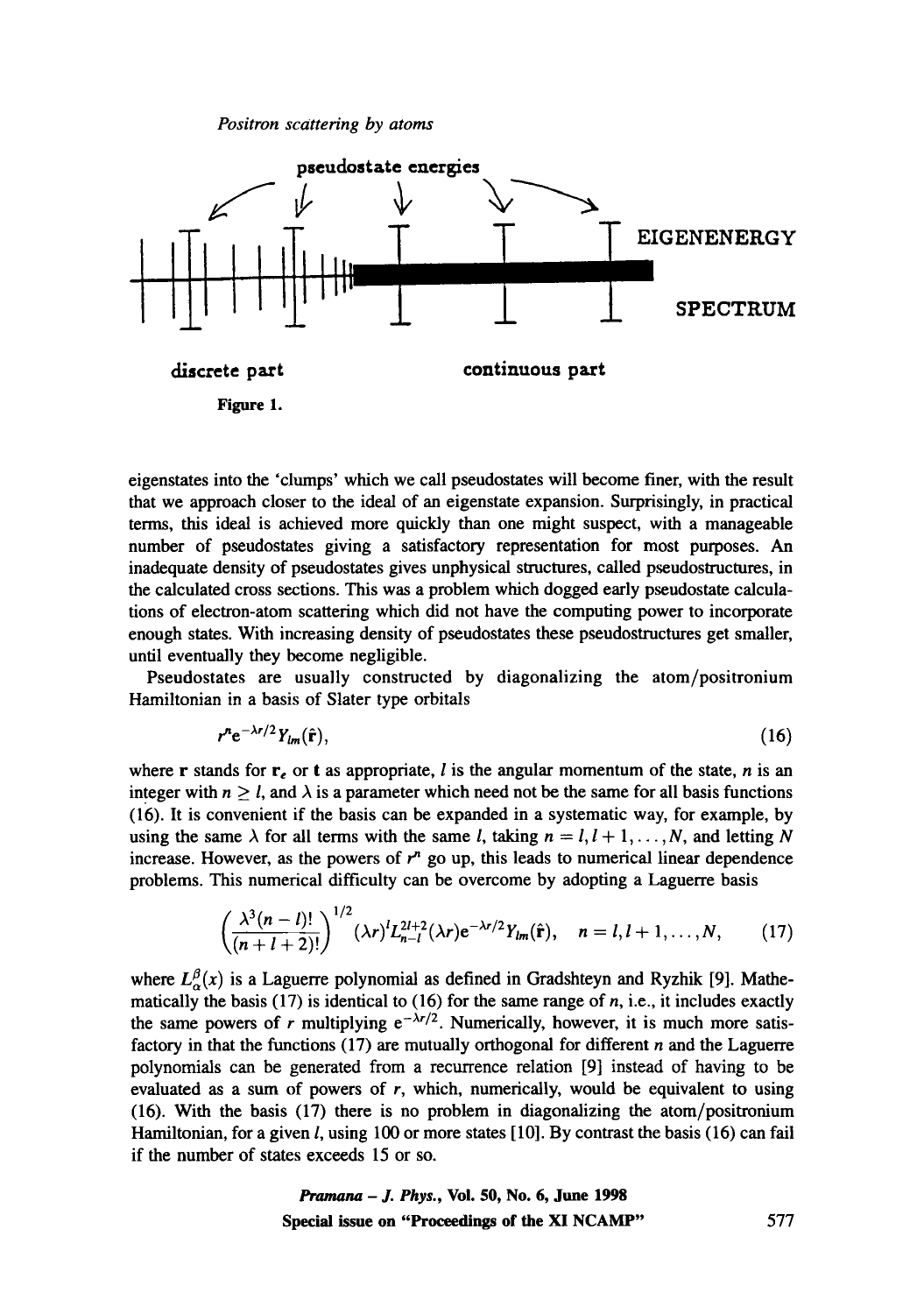pseudostate energies

EIGENENERGY

SPECTRUM

discrete part

continuous part

**Figure 1.**

eigenstates into the 'clumps' which we call pseudostates will become finer, with the result that we approach closer to the ideal of an eigenstate expansion. Surprisingly, in practical terms, this ideal is achieved more quickly than one might suspect, with a manageable number of pseudostates giving a satisfactory representation for most purposes. An inadequate density of pseudostates gives unphysical structures, called pseudostructures, in the calculated cross sections. This was a problem which dogged early pseudostate calculations of electron-atom scattering which did not have the computing power to incorporate enough states. With increasing density of pseudostates these pseudostructures get smaller, until eventually they become negligible.

Pseudostates are usually constructed by diagonalizing the atom/positronium Hamiltonian in a basis of Slater type orbitals

$$r^n \mathrm{e}^{-\lambda r/2} Y_{lm}(\hat{\mathbf{r}}), \tag{16}$$

where $\mathbf{r}$ stands for $\mathbf{r}_e$ or $\mathbf{t}$ as appropriate, $l$ is the angular momentum of the state, $n$ is an integer with $n \geq l$, and $\lambda$ is a parameter which need not be the same for all basis functions (16). It is convenient if the basis can be expanded in a systematic way, for example, by using the same $\lambda$ for all terms with the same $l$, taking $n = l, l+1, \ldots, N$, and letting $N$ increase. However, as the powers of $r^n$ go up, this leads to numerical linear dependence problems. This numerical difficulty can be overcome by adopting a Laguerre basis

$$\left(\frac{\lambda^3(n-l)!}{(n+l+2)!}\right)^{1/2} (\lambda r)^l L_{n-l}^{2l+2}(\lambda r) \mathrm{e}^{-\lambda r/2} Y_{lm}(\hat{\mathbf{r}}), \quad n = l, l+1, \ldots, N, \tag{17}$$

where $L_\alpha^\beta(x)$ is a Laguerre polynomial as defined in Gradshteyn and Ryzhik [9]. Mathematically the basis (17) is identical to (16) for the same range of $n$, i.e., it includes exactly the same powers of $r$ multiplying $\mathrm{e}^{-\lambda r/2}$. Numerically, however, it is much more satisfactory in that the functions (17) are mutually orthogonal for different $n$ and the Laguerre polynomials can be generated from a recurrence relation [9] instead of having to be evaluated as a sum of powers of $r$, which, numerically, would be equivalent to using (16). With the basis (17) there is no problem in diagonalizing the atom/positronium Hamiltonian, for a given $l$, using 100 or more states [10]. By contrast the basis (16) can fail if the number of states exceeds 15 or so.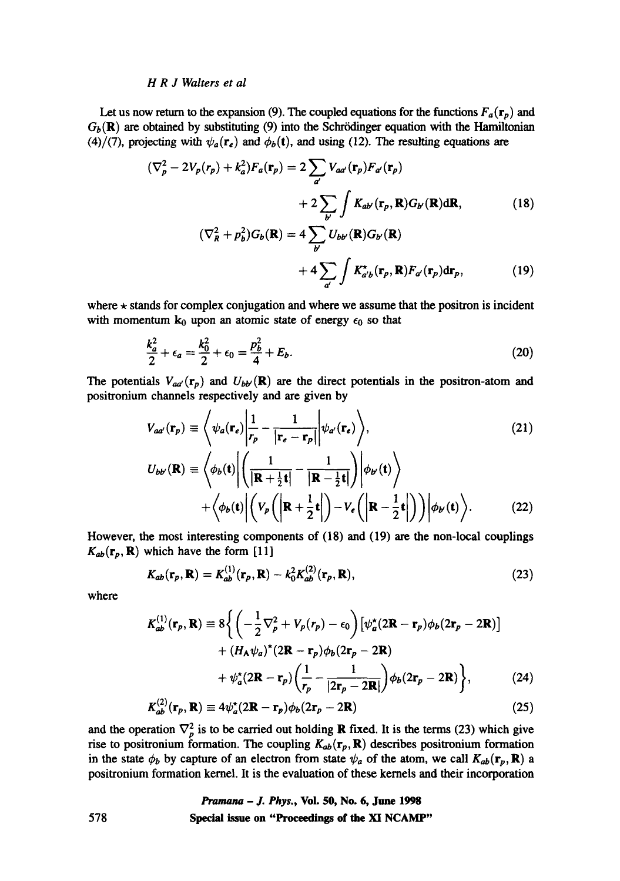Let us now return to the expansion (9). The coupled equations for the functions $F_a(\mathbf{r}_p)$ and $G_b(\mathbf{R})$ are obtained by substituting (9) into the Schrödinger equation with the Hamiltonian (4)/(7), projecting with $\psi_a(\mathbf{r}_e)$ and $\phi_b(\mathbf{t})$, and using (12). The resulting equations are

$$(\nabla_p^2 - 2V_p(r_p) + k_a^2)F_a(\mathbf{r}_p) = 2\sum_{a'} V_{aa'}(\mathbf{r}_p)F_{a'}(\mathbf{r}_p) + 2\sum_{b'}\int K_{ab'}(\mathbf{r}_p, \mathbf{R})G_{b'}(\mathbf{R})\mathrm{d}\mathbf{R}, \tag{18}$$

$$(\nabla_R^2 + p_b^2)G_b(\mathbf{R}) = 4\sum_{b'} U_{bb'}(\mathbf{R})G_{b'}(\mathbf{R}) + 4\sum_{a'}\int K_{a'b}^{\star}(\mathbf{r}_p, \mathbf{R})F_{a'}(\mathbf{r}_p)\mathrm{d}\mathbf{r}_p, \tag{19}$$

where $\star$ stands for complex conjugation and where we assume that the positron is incident with momentum $\mathbf{k}_0$ upon an atomic state of energy $\epsilon_0$ so that

$$\frac{k_a^2}{2} + \epsilon_a = \frac{k_0^2}{2} + \epsilon_0 = \frac{p_b^2}{4} + E_b. \tag{20}$$

The potentials $V_{aa'}(\mathbf{r}_p)$ and $U_{bb'}(\mathbf{R})$ are the direct potentials in the positron-atom and positronium channels respectively and are given by

$$V_{aa'}(\mathbf{r}_p) \equiv \left\langle \psi_a(\mathbf{r}_e)\left|\frac{1}{r_p} - \frac{1}{|\mathbf{r}_e - \mathbf{r}_p|}\right|\psi_{a'}(\mathbf{r}_e)\right\rangle, \tag{21}$$

$$U_{bb'}(\mathbf{R}) \equiv \left\langle \phi_b(\mathbf{t})\left|\left(\frac{1}{|\mathbf{R} + \frac{1}{2}\mathbf{t}|} - \frac{1}{|\mathbf{R} - \frac{1}{2}\mathbf{t}|}\right)\right|\phi_{b'}(\mathbf{t})\right\rangle + \left\langle \phi_b(\mathbf{t})\left|\left(V_p\left(\left|\mathbf{R} + \frac{1}{2}\mathbf{t}\right|\right) - V_e\left(\left|\mathbf{R} - \frac{1}{2}\mathbf{t}\right|\right)\right)\right|\phi_{b'}(\mathbf{t})\right\rangle. \tag{22}$$

However, the most interesting components of (18) and (19) are the non-local couplings $K_{ab}(\mathbf{r}_p, \mathbf{R})$ which have the form [11]

$$K_{ab}(\mathbf{r}_p, \mathbf{R}) = K_{ab}^{(1)}(\mathbf{r}_p, \mathbf{R}) - k_0^2 K_{ab}^{(2)}(\mathbf{r}_p, \mathbf{R}), \tag{23}$$

where

$$\begin{aligned}
K_{ab}^{(1)}(\mathbf{r}_p, \mathbf{R}) \equiv 8\Big\{ &\left(-\frac{1}{2}\nabla_p^2 + V_p(r_p) - \epsilon_0\right)[\psi_a^{\star}(2\mathbf{R} - \mathbf{r}_p)\phi_b(2\mathbf{r}_p - 2\mathbf{R})] \\
&+ (H_{\mathrm{A}}\psi_a)^{\star}(2\mathbf{R} - \mathbf{r}_p)\phi_b(2\mathbf{r}_p - 2\mathbf{R}) \\
&+ \psi_a^{\star}(2\mathbf{R} - \mathbf{r}_p)\left(\frac{1}{r_p} - \frac{1}{|2\mathbf{r}_p - 2\mathbf{R}|}\right)\phi_b(2\mathbf{r}_p - 2\mathbf{R})\Big\},
\end{aligned} \tag{24}$$

$$K_{ab}^{(2)}(\mathbf{r}_p, \mathbf{R}) \equiv 4\psi_a^{\star}(2\mathbf{R} - \mathbf{r}_p)\phi_b(2\mathbf{r}_p - 2\mathbf{R}) \tag{25}$$

and the operation $\nabla_p^2$ is to be carried out holding $\mathbf{R}$ fixed. It is the terms (23) which give rise to positronium formation. The coupling $K_{ab}(\mathbf{r}_p, \mathbf{R})$ describes positronium formation in the state $\phi_b$ by capture of an electron from state $\psi_a$ of the atom, we call $K_{ab}(\mathbf{r}_p, \mathbf{R})$ a positronium formation kernel. It is the evaluation of these kernels and their incorporation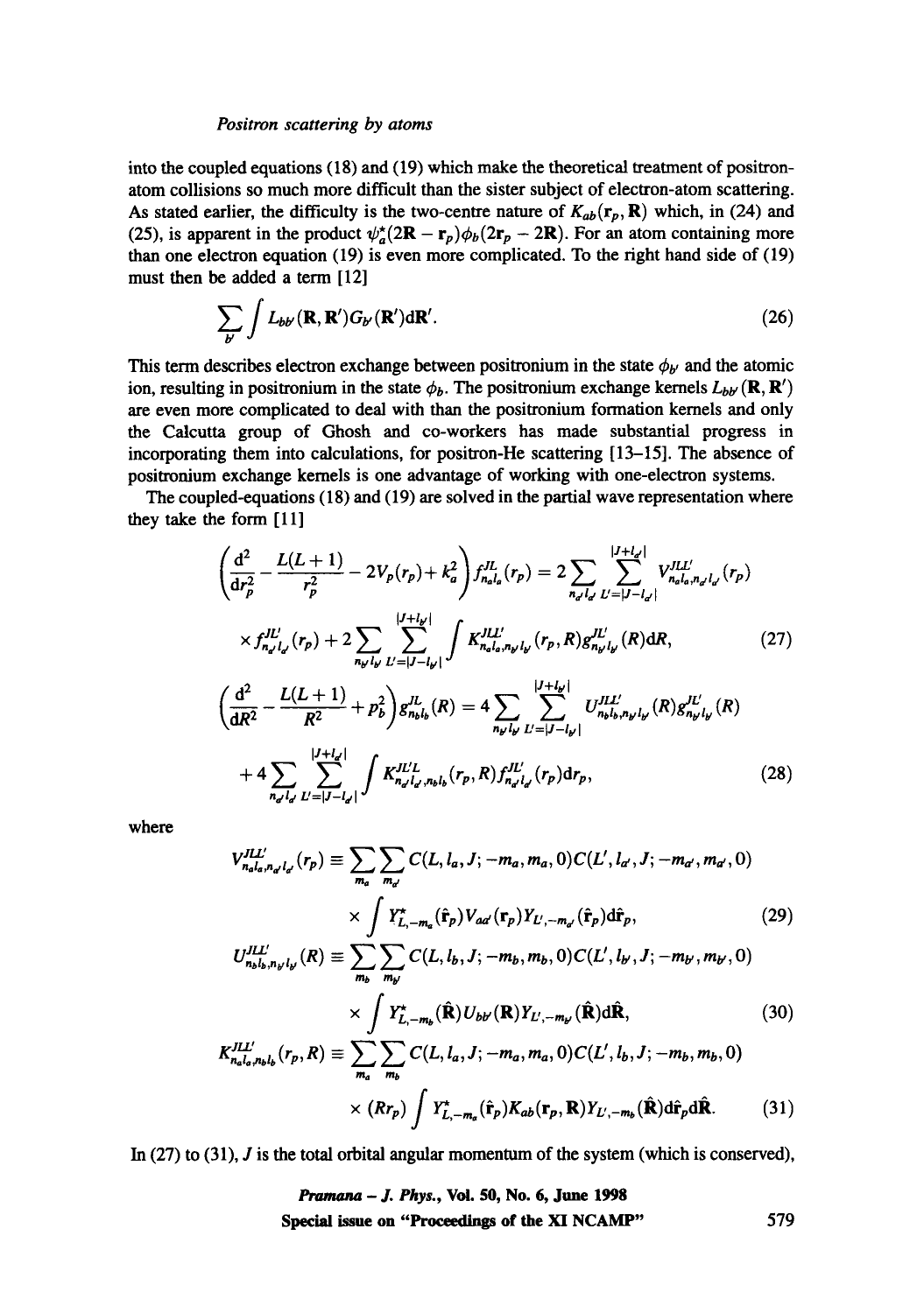into the coupled equations (18) and (19) which make the theoretical treatment of positron-atom collisions so much more difficult than the sister subject of electron-atom scattering. As stated earlier, the difficulty is the two-centre nature of $K_{ab}(\mathbf{r}_p, \mathbf{R})$ which, in (24) and (25), is apparent in the product $\psi_a^*(2\mathbf{R} - \mathbf{r}_p)\phi_b(2\mathbf{r}_p - 2\mathbf{R})$. For an atom containing more than one electron equation (19) is even more complicated. To the right hand side of (19) must then be added a term [12]

$$\sum_{b'} \int L_{bb'}(\mathbf{R}, \mathbf{R}')G_{b'}(\mathbf{R}')\mathrm{d}\mathbf{R}'. \tag{26}$$

This term describes electron exchange between positronium in the state $\phi_{b'}$ and the atomic ion, resulting in positronium in the state $\phi_b$. The positronium exchange kernels $L_{bb'}(\mathbf{R}, \mathbf{R}')$ are even more complicated to deal with than the positronium formation kernels and only the Calcutta group of Ghosh and co-workers has made substantial progress in incorporating them into calculations, for positron-He scattering [13–15]. The absence of positronium exchange kernels is one advantage of working with one-electron systems.

The coupled-equations (18) and (19) are solved in the partial wave representation where they take the form [11]

$$\left(\frac{\mathrm{d}^2}{\mathrm{d}r_p^2} - \frac{L(L+1)}{r_p^2} - 2V_p(r_p) + k_a^2\right) f_{n_a l_a}^{JL}(r_p) = 2\sum_{n_{a'} l_{a'}} \sum_{L'=|J-l_{a'}|}^{|J+l_{a'}|} V_{n_a l_a, n_{a'} l_{a'}}^{JLL'}(r_p)$$

$$\times f_{n_{a'} l_{a'}}^{JL'}(r_p) + 2\sum_{n_{b'} l_{b'}} \sum_{L'=|J-l_{b'}|}^{|J+l_{b'}|} \int K_{n_a l_a, n_{b'} l_{b'}}^{JLL'}(r_p, R) g_{n_{b'} l_{b'}}^{JL'}(R)\mathrm{d}R, \tag{27}$$

$$\left(\frac{\mathrm{d}^2}{\mathrm{d}R^2} - \frac{L(L+1)}{R^2} + p_b^2\right) g_{n_b l_b}^{JL}(R) = 4\sum_{n_{b'} l_{b'}} \sum_{L'=|J-l_{b'}|}^{|J+l_{b'}|} U_{n_b l_b, n_{b'} l_{b'}}^{JLL'}(R) g_{n_{b'} l_{b'}}^{JL'}(R)$$

$$+ 4\sum_{n_{a'} l_{a'}} \sum_{L'=|J-l_{a'}|}^{|J+l_{a'}|} \int K_{n_{a'} l_{a'}, n_b l_b}^{JL'L}(r_p, R) f_{n_{a'} l_{a'}}^{JL'}(r_p)\mathrm{d}r_p, \tag{28}$$

where

$$V_{n_a l_a, n_{a'} l_{a'}}^{JLL'}(r_p) \equiv \sum_{m_a} \sum_{m_{a'}} C(L, l_a, J; -m_a, m_a, 0) C(L', l_{a'}, J; -m_{a'}, m_{a'}, 0)$$

$$\times \int Y_{L,-m_a}^*(\hat{\mathbf{r}}_p) V_{aa'}(\mathbf{r}_p) Y_{L',-m_{a'}}(\hat{\mathbf{r}}_p)\mathrm{d}\hat{\mathbf{r}}_p, \tag{29}$$

$$U_{n_b l_b, n_{b'} l_{b'}}^{JLL'}(R) \equiv \sum_{m_b} \sum_{m_{b'}} C(L, l_b, J; -m_b, m_b, 0) C(L', l_{b'}, J; -m_{b'}, m_{b'}, 0)$$

$$\times \int Y_{L,-m_b}^*(\hat{\mathbf{R}}) U_{bb'}(\mathbf{R}) Y_{L',-m_{b'}}(\hat{\mathbf{R}})\mathrm{d}\hat{\mathbf{R}}, \tag{30}$$

$$K_{n_a l_a, n_b l_b}^{JLL'}(r_p, R) \equiv \sum_{m_a} \sum_{m_b} C(L, l_a, J; -m_a, m_a, 0) C(L', l_b, J; -m_b, m_b, 0)$$

$$\times (R r_p) \int Y_{L,-m_a}^*(\hat{\mathbf{r}}_p) K_{ab}(\mathbf{r}_p, \mathbf{R}) Y_{L',-m_b}(\hat{\mathbf{R}})\mathrm{d}\hat{\mathbf{r}}_p \mathrm{d}\hat{\mathbf{R}}. \tag{31}$$

In (27) to (31), $J$ is the total orbital angular momentum of the system (which is conserved),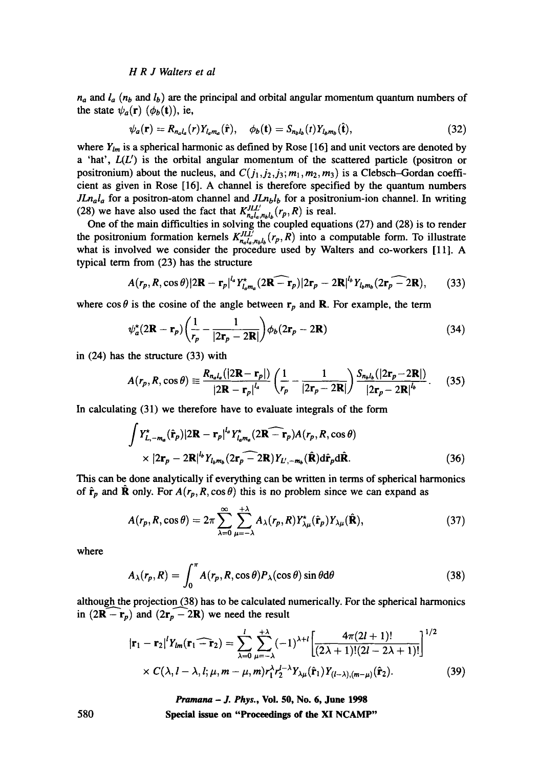$n_a$ and $l_a$ ($n_b$ and $l_b$) are the principal and orbital angular momentum quantum numbers of the state $\psi_a(\mathbf{r})$ ($\phi_b(\mathbf{t})$), ie,

$$\psi_a(\mathbf{r}) = R_{n_a l_a}(r) Y_{l_a m_a}(\hat{\mathbf{r}}), \quad \phi_b(\mathbf{t}) = S_{n_b l_b}(t) Y_{l_b m_b}(\hat{\mathbf{t}}), \tag{32}$$

where $Y_{lm}$ is a spherical harmonic as defined by Rose [16] and unit vectors are denoted by a 'hat', $L(L')$ is the orbital angular momentum of the scattered particle (positron or positronium) about the nucleus, and $C(j_1, j_2, j_3; m_1, m_2, m_3)$ is a Clebsch–Gordan coefficient as given in Rose [16]. A channel is therefore specified by the quantum numbers $JLn_al_a$ for a positron-atom channel and $JLn_bl_b$ for a positronium-ion channel. In writing (28) we have also used the fact that $K^{JLL'}_{n_al_a,n_bl_b}(r_p, R)$ is real.

One of the main difficulties in solving the coupled equations (27) and (28) is to render the positronium formation kernels $K^{JLL'}_{n_al_a,n_bl_b}(r_p, R)$ into a computable form. To illustrate what is involved we consider the procedure used by Walters and co-workers [11]. A typical term from (23) has the structure

$$A(r_p, R, \cos\theta)|2\mathbf{R} - \mathbf{r}_p|^{l_a} Y^{\star}_{l_a m_a}(\widehat{2\mathbf{R} - \mathbf{r}_p})|2\mathbf{r}_p - 2\mathbf{R}|^{l_b} Y_{l_b m_b}(\widehat{2\mathbf{r}_p - 2\mathbf{R}}), \tag{33}$$

where $\cos\theta$ is the cosine of the angle between $\mathbf{r}_p$ and $\mathbf{R}$. For example, the term

$$\psi^{\star}_a(2\mathbf{R} - \mathbf{r}_p)\left(\frac{1}{r_p} - \frac{1}{|2\mathbf{r}_p - 2\mathbf{R}|}\right)\phi_b(2\mathbf{r}_p - 2\mathbf{R}) \tag{34}$$

in (24) has the structure (33) with

$$A(r_p, R, \cos\theta) \equiv \frac{R_{n_a l_a}(|2\mathbf{R} - \mathbf{r}_p|)}{|2\mathbf{R} - \mathbf{r}_p|^{l_a}}\left(\frac{1}{r_p} - \frac{1}{|2\mathbf{r}_p - 2\mathbf{R}|}\right)\frac{S_{n_b l_b}(|2\mathbf{r}_p - 2\mathbf{R}|)}{|2\mathbf{r}_p - 2\mathbf{R}|^{l_b}}. \tag{35}$$

In calculating (31) we therefore have to evaluate integrals of the form

$$\int Y^{\star}_{L,-m_a}(\hat{\mathbf{r}}_p)|2\mathbf{R} - \mathbf{r}_p|^{l_a} Y^{\star}_{l_a m_a}(\widehat{2\mathbf{R} - \mathbf{r}_p}) A(r_p, R, \cos\theta)$$
$$\times |2\mathbf{r}_p - 2\mathbf{R}|^{l_b} Y_{l_b m_b}(\widehat{2\mathbf{r}_p - 2\mathbf{R}}) Y_{L',-m_b}(\hat{\mathbf{R}}) \mathrm{d}\hat{\mathbf{r}}_p \mathrm{d}\hat{\mathbf{R}}. \tag{36}$$

This can be done analytically if everything can be written in terms of spherical harmonics of $\hat{\mathbf{r}}_p$ and $\hat{\mathbf{R}}$ only. For $A(r_p, R, \cos\theta)$ this is no problem since we can expand as

$$A(r_p, R, \cos\theta) = 2\pi \sum_{\lambda=0}^{\infty} \sum_{\mu=-\lambda}^{+\lambda} A_\lambda(r_p, R) Y^{\star}_{\lambda\mu}(\hat{\mathbf{r}}_p) Y_{\lambda\mu}(\hat{\mathbf{R}}), \tag{37}$$

where

$$A_\lambda(r_p, R) = \int_0^\pi A(r_p, R, \cos\theta) P_\lambda(\cos\theta) \sin\theta \mathrm{d}\theta \tag{38}$$

although the projection (38) has to be calculated numerically. For the spherical harmonics in $(\widehat{2\mathbf{R} - \mathbf{r}_p})$ and $(\widehat{2\mathbf{r}_p - 2\mathbf{R}})$ we need the result

$$|\mathbf{r}_1 - \mathbf{r}_2|^l Y_{lm}(\widehat{\mathbf{r}_1 - \mathbf{r}_2}) = \sum_{\lambda=0}^{l} \sum_{\mu=-\lambda}^{+\lambda} (-1)^{\lambda+l} \left[\frac{4\pi(2l+1)!}{(2\lambda+1)!(2l-2\lambda+1)!}\right]^{1/2}$$
$$\times C(\lambda, l-\lambda, l; \mu, m-\mu, m) r_1^\lambda r_2^{l-\lambda} Y_{\lambda\mu}(\hat{\mathbf{r}}_1) Y_{(l-\lambda),(m-\mu)}(\hat{\mathbf{r}}_2). \tag{39}$$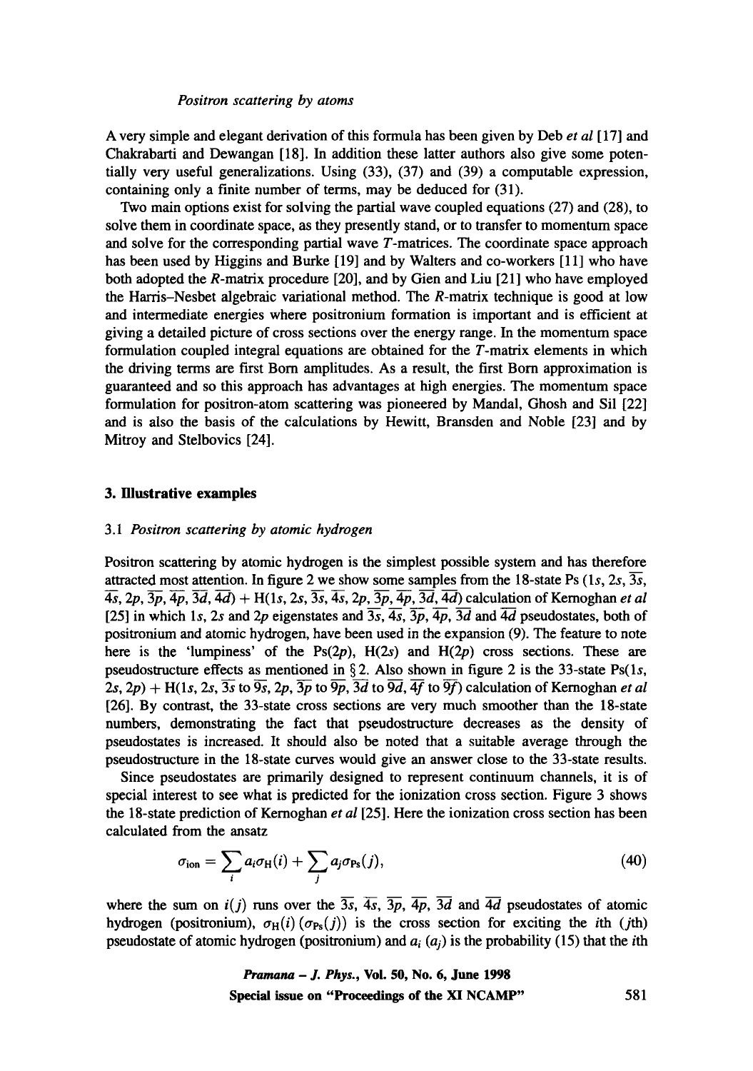A very simple and elegant derivation of this formula has been given by Deb *et al* [17] and Chakrabarti and Dewangan [18]. In addition these latter authors also give some potentially very useful generalizations. Using (33), (37) and (39) a computable expression, containing only a finite number of terms, may be deduced for (31).

Two main options exist for solving the partial wave coupled equations (27) and (28), to solve them in coordinate space, as they presently stand, or to transfer to momentum space and solve for the corresponding partial wave $T$-matrices. The coordinate space approach has been used by Higgins and Burke [19] and by Walters and co-workers [11] who have both adopted the $R$-matrix procedure [20], and by Gien and Liu [21] who have employed the Harris–Nesbet algebraic variational method. The $R$-matrix technique is good at low and intermediate energies where positronium formation is important and is efficient at giving a detailed picture of cross sections over the energy range. In the momentum space formulation coupled integral equations are obtained for the $T$-matrix elements in which the driving terms are first Born amplitudes. As a result, the first Born approximation is guaranteed and so this approach has advantages at high energies. The momentum space formulation for positron-atom scattering was pioneered by Mandal, Ghosh and Sil [22] and is also the basis of the calculations by Hewitt, Bransden and Noble [23] and by Mitroy and Stelbovics [24].

## 3. Illustrative examples

### 3.1 *Positron scattering by atomic hydrogen*

Positron scattering by atomic hydrogen is the simplest possible system and has therefore attracted most attention. In figure 2 we show some samples from the 18-state Ps ($1s$, $2s$, $\overline{3s}$, $\overline{4s}$, $2p$, $\overline{3p}$, $\overline{4p}$, $\overline{3d}$, $\overline{4d}$) + H($1s$, $2s$, $\overline{3s}$, $\overline{4s}$, $2p$, $\overline{3p}$, $\overline{4p}$, $\overline{3d}$, $\overline{4d}$) calculation of Kernoghan *et al* [25] in which $1s$, $2s$ and $2p$ eigenstates and $\overline{3s}$, $\overline{4s}$, $\overline{3p}$, $\overline{4p}$, $\overline{3d}$ and $\overline{4d}$ pseudostates, both of positronium and atomic hydrogen, have been used in the expansion (9). The feature to note here is the 'lumpiness' of the Ps($2p$), H($2s$) and H($2p$) cross sections. These are pseudostructure effects as mentioned in § 2. Also shown in figure 2 is the 33-state Ps($1s$, $2s$, $2p$) + H($1s$, $2s$, $\overline{3s}$ to $\overline{9s}$, $2p$, $\overline{3p}$ to $\overline{9p}$, $\overline{3d}$ to $\overline{9d}$, $\overline{4f}$ to $\overline{9f}$) calculation of Kernoghan *et al* [26]. By contrast, the 33-state cross sections are very much smoother than the 18-state numbers, demonstrating the fact that pseudostructure decreases as the density of pseudostates is increased. It should also be noted that a suitable average through the pseudostructure in the 18-state curves would give an answer close to the 33-state results.

Since pseudostates are primarily designed to represent continuum channels, it is of special interest to see what is predicted for the ionization cross section. Figure 3 shows the 18-state prediction of Kernoghan *et al* [25]. Here the ionization cross section has been calculated from the ansatz

$$\sigma_{\text{ion}} = \sum_i a_i \sigma_{\text{H}}(i) + \sum_j a_j \sigma_{\text{Ps}}(j), \tag{40}$$

where the sum on $i(j)$ runs over the $\overline{3s}$, $\overline{4s}$, $\overline{3p}$, $\overline{4p}$, $\overline{3d}$ and $\overline{4d}$ pseudostates of atomic hydrogen (positronium), $\sigma_{\text{H}}(i)$ ($\sigma_{\text{Ps}}(j)$) is the cross section for exciting the $i$th ($j$th) pseudostate of atomic hydrogen (positronium) and $a_i$ ($a_j$) is the probability (15) that the $i$th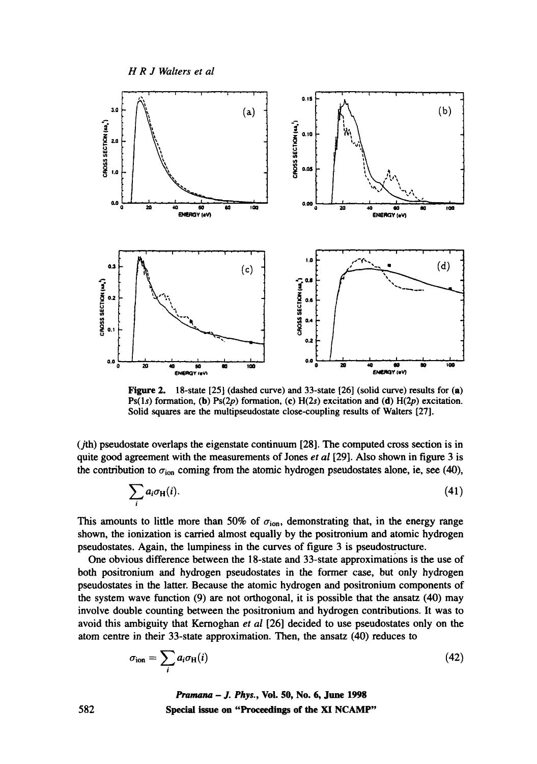Figure 2. 18-state [25] (dashed curve) and 33-state [26] (solid curve) results for (a) Ps(1*s*) formation, (b) Ps(2*p*) formation, (c) H(2*s*) excitation and (d) H(2*p*) excitation. Solid squares are the multipseudostate close-coupling results of Walters [27].

(*j*th) pseudostate overlaps the eigenstate continuum [28]. The computed cross section is in quite good agreement with the measurements of Jones *et al* [29]. Also shown in figure 3 is the contribution to $\sigma_{\text{ion}}$ coming from the atomic hydrogen pseudostates alone, ie, see (40),

$$\sum_i a_i \sigma_{\text{H}}(i). \tag{41}$$

This amounts to little more than 50% of $\sigma_{\text{ion}}$, demonstrating that, in the energy range shown, the ionization is carried almost equally by the positronium and atomic hydrogen pseudostates. Again, the lumpiness in the curves of figure 3 is pseudostructure.

One obvious difference between the 18-state and 33-state approximations is the use of both positronium and hydrogen pseudostates in the former case, but only hydrogen pseudostates in the latter. Because the atomic hydrogen and positronium components of the system wave function (9) are not orthogonal, it is possible that the ansatz (40) may involve double counting between the positronium and hydrogen contributions. It was to avoid this ambiguity that Kernoghan *et al* [26] decided to use pseudostates only on the atom centre in their 33-state approximation. Then, the ansatz (40) reduces to

$$\sigma_{\text{ion}} = \sum_i a_i \sigma_{\text{H}}(i) \tag{42}$$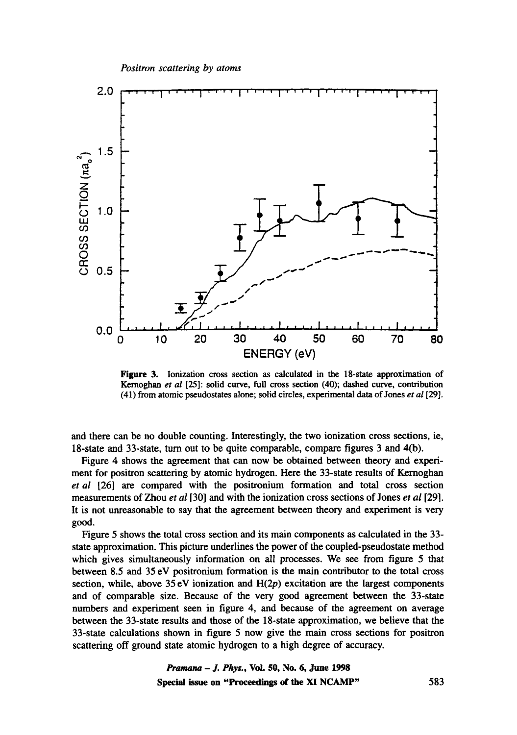**Figure 3.** Ionization cross section as calculated in the 18-state approximation of Kernoghan *et al* [25]: solid curve, full cross section (40); dashed curve, contribution (41) from atomic pseudostates alone; solid circles, experimental data of Jones *et al* [29].

and there can be no double counting. Interestingly, the two ionization cross sections, ie, 18-state and 33-state, turn out to be quite comparable, compare figures 3 and 4(b).

Figure 4 shows the agreement that can now be obtained between theory and experiment for positron scattering by atomic hydrogen. Here the 33-state results of Kernoghan *et al* [26] are compared with the positronium formation and total cross section measurements of Zhou *et al* [30] and with the ionization cross sections of Jones *et al* [29]. It is not unreasonable to say that the agreement between theory and experiment is very good.

Figure 5 shows the total cross section and its main components as calculated in the 33-state approximation. This picture underlines the power of the coupled-pseudostate method which gives simultaneously information on all processes. We see from figure 5 that between 8.5 and 35 eV positronium formation is the main contributor to the total cross section, while, above 35 eV ionization and H(2*p*) excitation are the largest components and of comparable size. Because of the very good agreement between the 33-state numbers and experiment seen in figure 4, and because of the agreement on average between the 33-state results and those of the 18-state approximation, we believe that the 33-state calculations shown in figure 5 now give the main cross sections for positron scattering off ground state atomic hydrogen to a high degree of accuracy.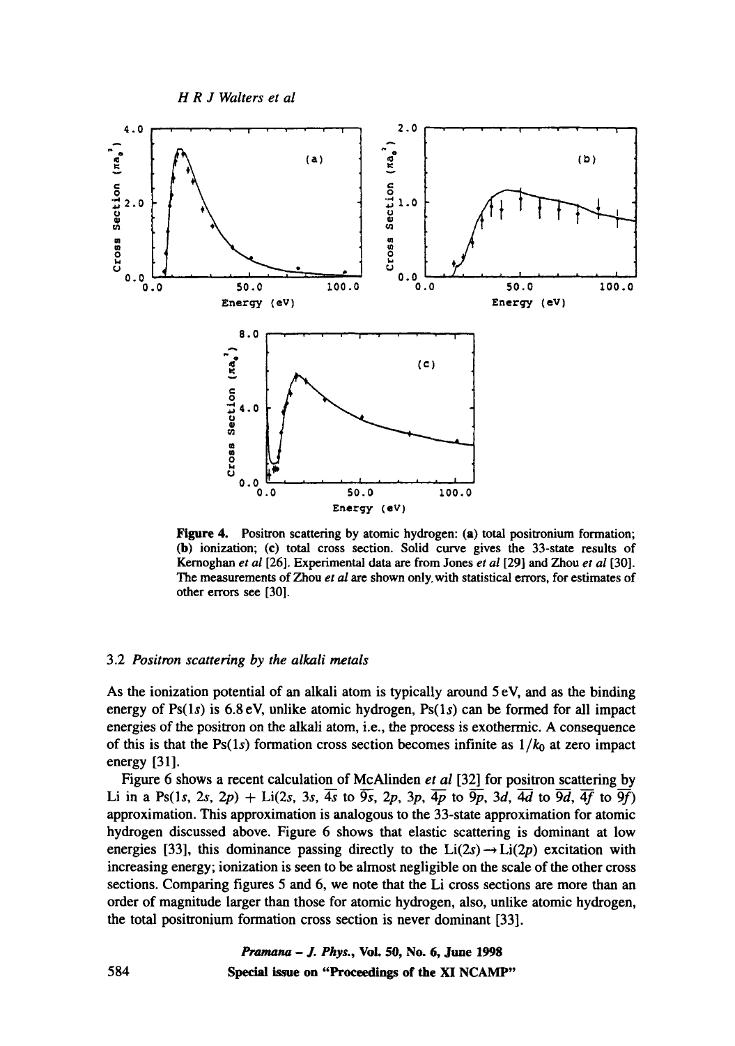**Figure 4.** Positron scattering by atomic hydrogen: (**a**) total positronium formation; (**b**) ionization; (**c**) total cross section. Solid curve gives the 33-state results of Kernoghan *et al* [26]. Experimental data are from Jones *et al* [29] and Zhou *et al* [30]. The measurements of Zhou *et al* are shown only with statistical errors, for estimates of other errors see [30].

### 3.2 *Positron scattering by the alkali metals*

As the ionization potential of an alkali atom is typically around 5 eV, and as the binding energy of Ps(1*s*) is 6.8 eV, unlike atomic hydrogen, Ps(1*s*) can be formed for all impact energies of the positron on the alkali atom, i.e., the process is exothermic. A consequence of this is that the Ps(1*s*) formation cross section becomes infinite as $1/k_0$ at zero impact energy [31].

Figure 6 shows a recent calculation of McAlinden *et al* [32] for positron scattering by Li in a Ps(1*s*, 2*s*, 2*p*) + Li(2*s*, 3*s*, $\overline{4s}$ to $\overline{9s}$, 2*p*, 3*p*, $\overline{4p}$ to $\overline{9p}$, 3*d*, $\overline{4d}$ to $\overline{9d}$, $\overline{4f}$ to $\overline{9f}$) approximation. This approximation is analogous to the 33-state approximation for atomic hydrogen discussed above. Figure 6 shows that elastic scattering is dominant at low energies [33], this dominance passing directly to the Li(2*s*) $\rightarrow$ Li(2*p*) excitation with increasing energy; ionization is seen to be almost negligible on the scale of the other cross sections. Comparing figures 5 and 6, we note that the Li cross sections are more than an order of magnitude larger than those for atomic hydrogen, also, unlike atomic hydrogen, the total positronium formation cross section is never dominant [33].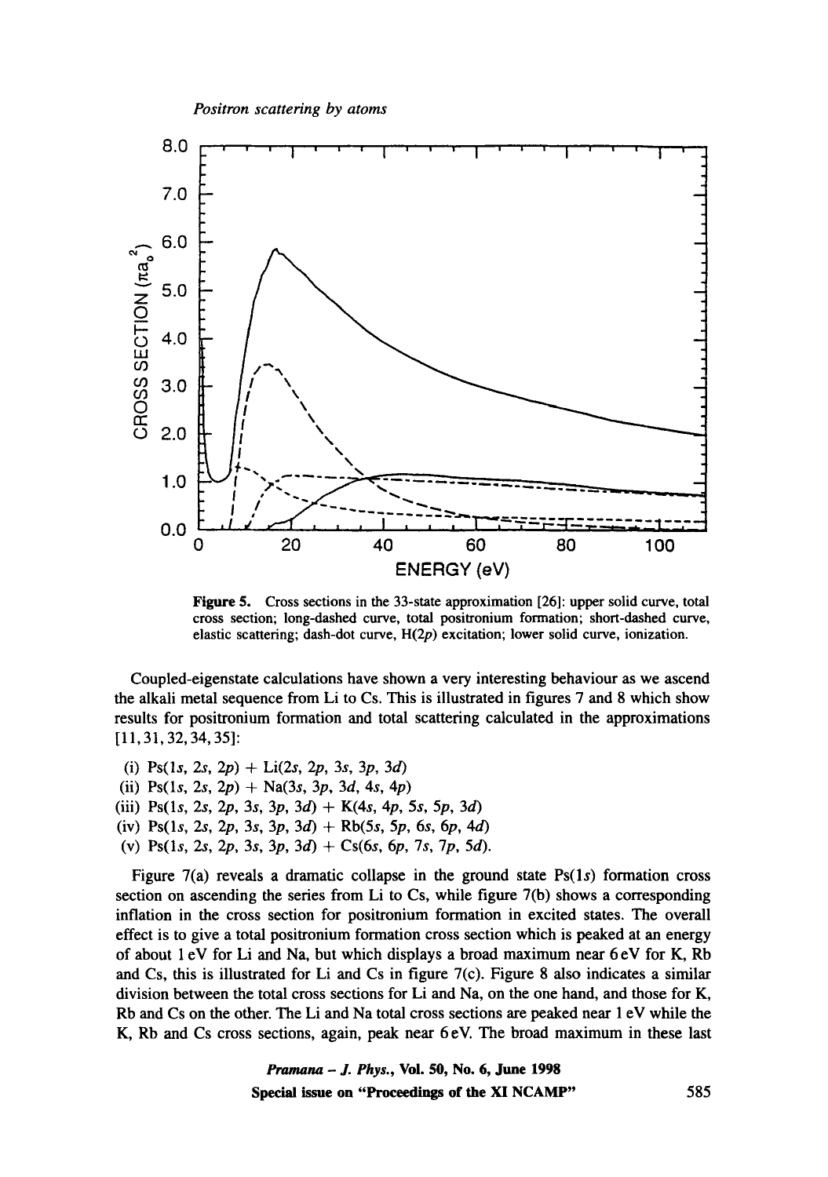**Figure 5.** Cross sections in the 33-state approximation [26]: upper solid curve, total cross section; long-dashed curve, total positronium formation; short-dashed curve, elastic scattering; dash-dot curve, H(2*p*) excitation; lower solid curve, ionization.

Coupled-eigenstate calculations have shown a very interesting behaviour as we ascend the alkali metal sequence from Li to Cs. This is illustrated in figures 7 and 8 which show results for positronium formation and total scattering calculated in the approximations [11, 31, 32, 34, 35]:

(i) Ps(1*s*, 2*s*, 2*p*) + Li(2*s*, 2*p*, 3*s*, 3*p*, 3*d*)

(ii) Ps(1*s*, 2*s*, 2*p*) + Na(3*s*, 3*p*, 3*d*, 4*s*, 4*p*)

(iii) Ps(1*s*, 2*s*, 2*p*, 3*s*, 3*p*, 3*d*) + K(4*s*, 4*p*, 5*s*, 5*p*, 3*d*)

(iv) Ps(1*s*, 2*s*, 2*p*, 3*s*, 3*p*, 3*d*) + Rb(5*s*, 5*p*, 6*s*, 6*p*, 4*d*)

(v) Ps(1*s*, 2*s*, 2*p*, 3*s*, 3*p*, 3*d*) + Cs(6*s*, 6*p*, 7*s*, 7*p*, 5*d*).

Figure 7(a) reveals a dramatic collapse in the ground state Ps(1*s*) formation cross section on ascending the series from Li to Cs, while figure 7(b) shows a corresponding inflation in the cross section for positronium formation in excited states. The overall effect is to give a total positronium formation cross section which is peaked at an energy of about 1 eV for Li and Na, but which displays a broad maximum near 6 eV for K, Rb and Cs, this is illustrated for Li and Cs in figure 7(c). Figure 8 also indicates a similar division between the total cross sections for Li and Na, on the one hand, and those for K, Rb and Cs on the other. The Li and Na total cross sections are peaked near 1 eV while the K, Rb and Cs cross sections, again, peak near 6 eV. The broad maximum in these last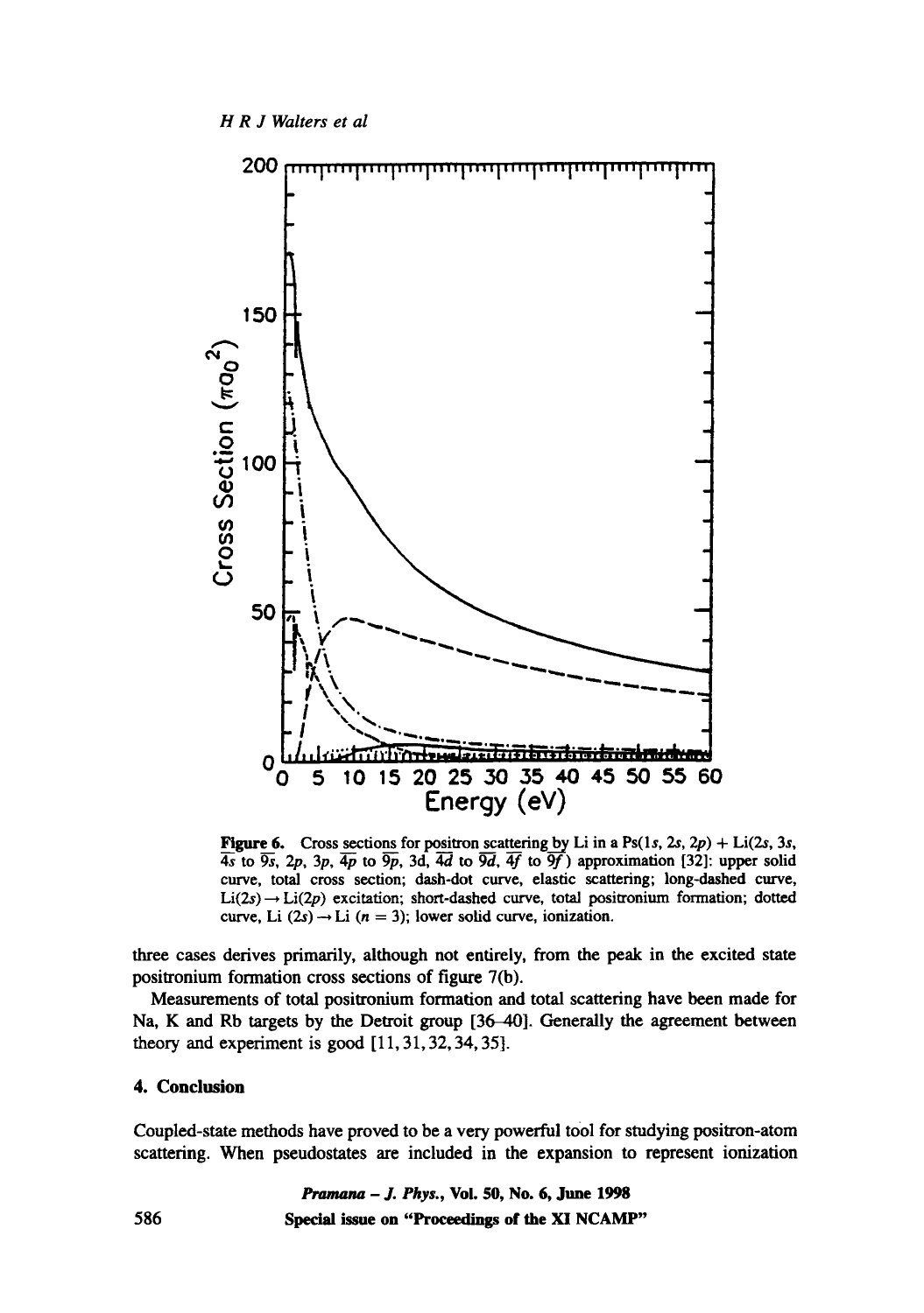**Figure 6.** Cross sections for positron scattering by Li in a Ps(1*s*, 2*s*, 2*p*) + Li(2*s*, 3*s*, $\overline{4s}$ to $\overline{9s}$, 2*p*, 3*p*, $\overline{4p}$ to $\overline{9p}$, 3d, $\overline{4d}$ to $\overline{9d}$, $\overline{4f}$ to $\overline{9f}$) approximation [32]: upper solid curve, total cross section; dash-dot curve, elastic scattering; long-dashed curve, Li(2*s*) → Li(2*p*) excitation; short-dashed curve, total positronium formation; dotted curve, Li (2*s*) → Li (*n* = 3); lower solid curve, ionization.

three cases derives primarily, although not entirely, from the peak in the excited state positronium formation cross sections of figure 7(b).

Measurements of total positronium formation and total scattering have been made for Na, K and Rb targets by the Detroit group [36–40]. Generally the agreement between theory and experiment is good [11, 31, 32, 34, 35].

## 4. Conclusion

Coupled-state methods have proved to be a very powerful tool for studying positron-atom scattering. When pseudostates are included in the expansion to represent ionization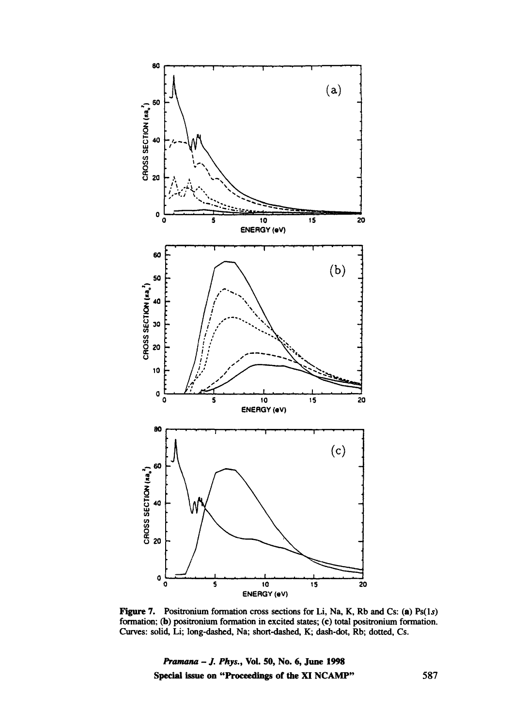**Figure 7.** Positronium formation cross sections for Li, Na, K, Rb and Cs: **(a)** Ps(1$s$) formation; **(b)** positronium formation in excited states; **(c)** total positronium formation. Curves: solid, Li; long-dashed, Na; short-dashed, K; dash-dot, Rb; dotted, Cs.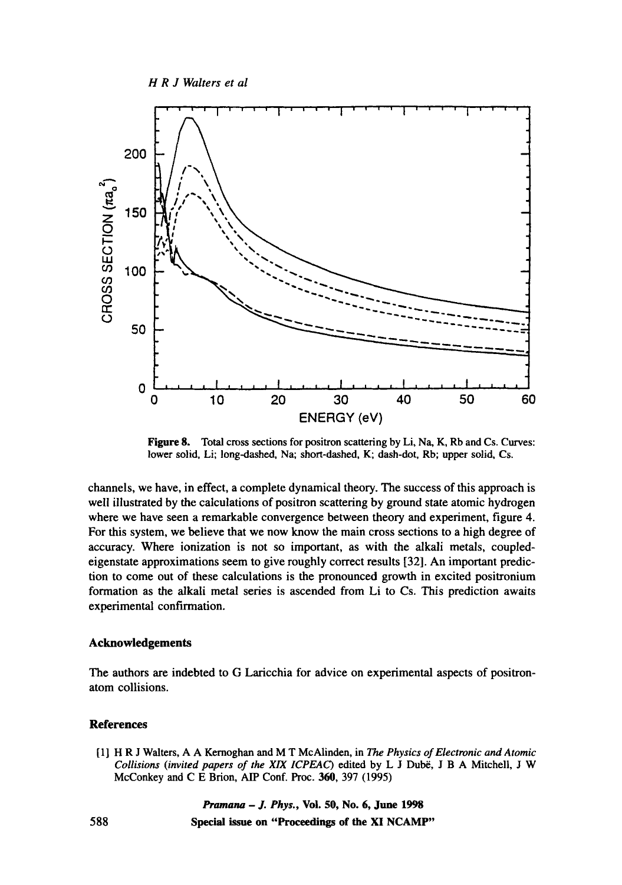Figure 8. Total cross sections for positron scattering by Li, Na, K, Rb and Cs. Curves: lower solid, Li; long-dashed, Na; short-dashed, K; dash-dot, Rb; upper solid, Cs.

channels, we have, in effect, a complete dynamical theory. The success of this approach is well illustrated by the calculations of positron scattering by ground state atomic hydrogen where we have seen a remarkable convergence between theory and experiment, figure 4. For this system, we believe that we now know the main cross sections to a high degree of accuracy. Where ionization is not so important, as with the alkali metals, coupled-eigenstate approximations seem to give roughly correct results [32]. An important prediction to come out of these calculations is the pronounced growth in excited positronium formation as the alkali metal series is ascended from Li to Cs. This prediction awaits experimental confirmation.

### Acknowledgements

The authors are indebted to G Laricchia for advice on experimental aspects of positron-atom collisions.

### References

[1] H R J Walters, A A Kernoghan and M T McAlinden, in *The Physics of Electronic and Atomic Collisions* (*invited papers of the XIX ICPEAC*) edited by L J Dubé, J B A Mitchell, J W McConkey and C E Brion, AIP Conf. Proc. **360**, 397 (1995)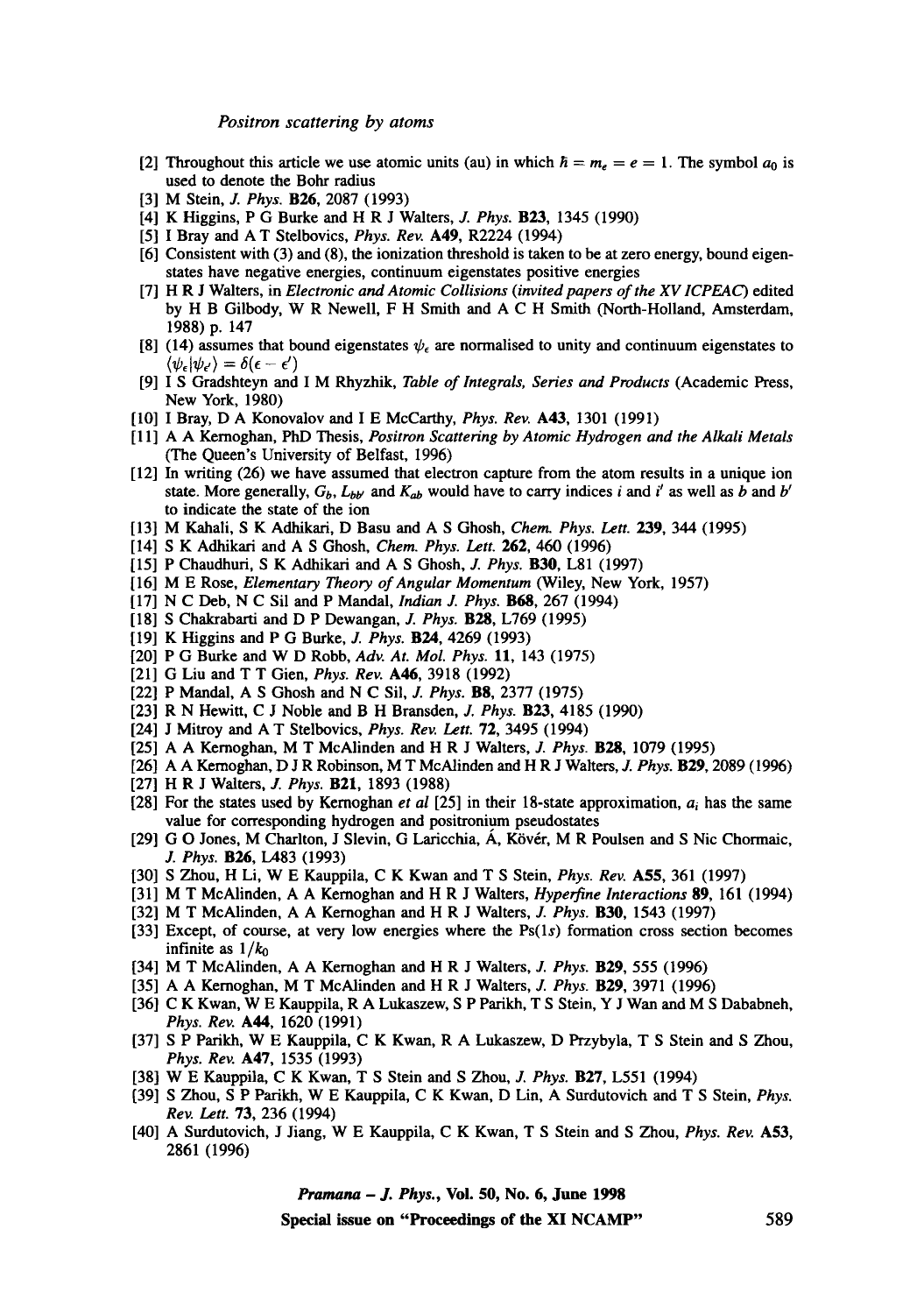[2] Throughout this article we use atomic units (au) in which $\hbar = m_e = e = 1$. The symbol $a_0$ is used to denote the Bohr radius

[3] M Stein, *J. Phys.* **B26**, 2087 (1993)

[4] K Higgins, P G Burke and H R J Walters, *J. Phys.* **B23**, 1345 (1990)

[5] I Bray and A T Stelbovics, *Phys. Rev.* **A49**, R2224 (1994)

[6] Consistent with (3) and (8), the ionization threshold is taken to be at zero energy, bound eigenstates have negative energies, continuum eigenstates positive energies

[7] H R J Walters, in *Electronic and Atomic Collisions (invited papers of the XV ICPEAC)* edited by H B Gilbody, W R Newell, F H Smith and A C H Smith (North-Holland, Amsterdam, 1988) p. 147

[8] (14) assumes that bound eigenstates $\psi_\epsilon$ are normalised to unity and continuum eigenstates to $\langle\psi_\epsilon|\psi_{\epsilon'}\rangle = \delta(\epsilon - \epsilon')$

[9] I S Gradshteyn and I M Rhyzhik, *Table of Integrals, Series and Products* (Academic Press, New York, 1980)

[10] I Bray, D A Konovalov and I E McCarthy, *Phys. Rev.* **A43**, 1301 (1991)

[11] A A Kernoghan, PhD Thesis, *Positron Scattering by Atomic Hydrogen and the Alkali Metals* (The Queen's University of Belfast, 1996)

[12] In writing (26) we have assumed that electron capture from the atom results in a unique ion state. More generally, $G_b$, $L_{bb'}$ and $K_{ab}$ would have to carry indices $i$ and $i'$ as well as $b$ and $b'$ to indicate the state of the ion

[13] M Kahali, S K Adhikari, D Basu and A S Ghosh, *Chem. Phys. Lett.* **239**, 344 (1995)

[14] S K Adhikari and A S Ghosh, *Chem. Phys. Lett.* **262**, 460 (1996)

[15] P Chaudhuri, S K Adhikari and A S Ghosh, *J. Phys.* **B30**, L81 (1997)

[16] M E Rose, *Elementary Theory of Angular Momentum* (Wiley, New York, 1957)

[17] N C Deb, N C Sil and P Mandal, *Indian J. Phys.* **B68**, 267 (1994)

[18] S Chakrabarti and D P Dewangan, *J. Phys.* **B28**, L769 (1995)

[19] K Higgins and P G Burke, *J. Phys.* **B24**, 4269 (1993)

[20] P G Burke and W D Robb, *Adv. At. Mol. Phys.* **11**, 143 (1975)

[21] G Liu and T T Gien, *Phys. Rev.* **A46**, 3918 (1992)

[22] P Mandal, A S Ghosh and N C Sil, *J. Phys.* **B8**, 2377 (1975)

[23] R N Hewitt, C J Noble and B H Bransden, *J. Phys.* **B23**, 4185 (1990)

[24] J Mitroy and A T Stelbovics, *Phys. Rev. Lett.* **72**, 3495 (1994)

[25] A A Kernoghan, M T McAlinden and H R J Walters, *J. Phys.* **B28**, 1079 (1995)

[26] A A Kernoghan, D J R Robinson, M T McAlinden and H R J Walters, *J. Phys.* **B29**, 2089 (1996)

[27] H R J Walters, *J. Phys.* **B21**, 1893 (1988)

[28] For the states used by Kernoghan *et al* [25] in their 18-state approximation, $a_i$ has the same value for corresponding hydrogen and positronium pseudostates

[29] G O Jones, M Charlton, J Slevin, G Laricchia, Á. Kövér, M R Poulsen and S Nic Chormaic, *J. Phys.* **B26**, L483 (1993)

[30] S Zhou, H Li, W E Kauppila, C K Kwan and T S Stein, *Phys. Rev.* **A55**, 361 (1997)

[31] M T McAlinden, A A Kernoghan and H R J Walters, *Hyperfine Interactions* **89**, 161 (1994)

[32] M T McAlinden, A A Kernoghan and H R J Walters, *J. Phys.* **B30**, 1543 (1997)

[33] Except, of course, at very low energies where the Ps(1$s$) formation cross section becomes infinite as $1/k_0$

[34] M T McAlinden, A A Kernoghan and H R J Walters, *J. Phys.* **B29**, 555 (1996)

[35] A A Kernoghan, M T McAlinden and H R J Walters, *J. Phys.* **B29**, 3971 (1996)

[36] C K Kwan, W E Kauppila, R A Lukaszew, S P Parikh, T S Stein, Y J Wan and M S Dababneh, *Phys. Rev.* **A44**, 1620 (1991)

[37] S P Parikh, W E Kauppila, C K Kwan, R A Lukaszew, D Przybyla, T S Stein and S Zhou, *Phys. Rev.* **A47**, 1535 (1993)

[38] W E Kauppila, C K Kwan, T S Stein and S Zhou, *J. Phys.* **B27**, L551 (1994)

[39] S Zhou, S P Parikh, W E Kauppila, C K Kwan, D Lin, A Surdutovich and T S Stein, *Phys. Rev. Lett.* **73**, 236 (1994)

[40] A Surdutovich, J Jiang, W E Kauppila, C K Kwan, T S Stein and S Zhou, *Phys. Rev.* **A53**, 2861 (1996)